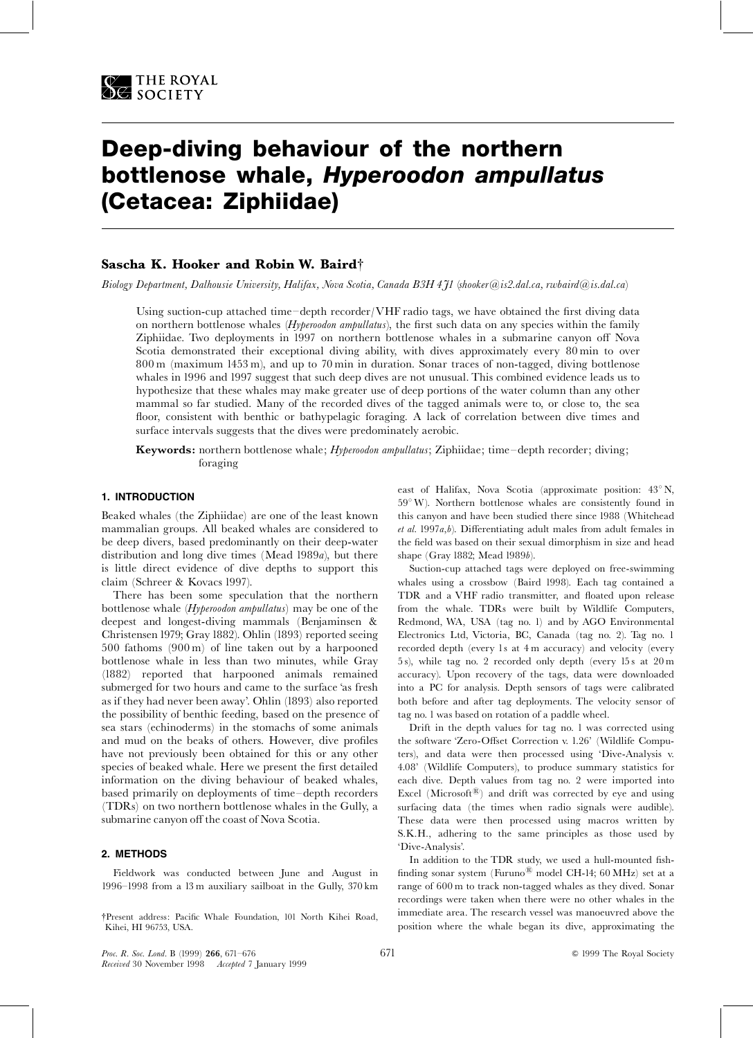# Deep-diving behaviour of the northern bottlenose whale, *Hyperoodon ampullatus* (Cetacea: Ziphiidae)

**Sascha K. Hooker and Robin W. Baird†**

*Biology Department, Dalhousie University, Halifax, Nova Scotia, Canada B3H 4J1 (shooker@is2.dal.ca, rwbaird@is.dal.ca)*

Using suction-cup attached time–depth recorder/VHF radio tags, we have obtained the first diving data on northern bottlenose whales (*Hyperoodon ampullatus*), the first such data on any species within the family Ziphiidae. Two deployments in 1997 on northern bottlenose whales in a submarine canyon off Nova Scotia demonstrated their exceptional diving ability, with dives approximately every 80 min to over 800 m (maximum 1453 m), and up to 70 min in duration. Sonar traces of non-tagged, diving bottlenose whales in 1996 and 1997 suggest that such deep dives are not unusual. This combined evidence leads us to hypothesize that these whales may make greater use of deep portions of the water column than any other mammal so far studied. Many of the recorded dives of the tagged animals were to, or close to, the sea floor, consistent with benthic or bathypelagic foraging. A lack of correlation between dive times and surface intervals suggests that the dives were predominately aerobic.

**Keywords:** northern bottlenose whale; *Hyperoodon ampullatus*; Ziphiidae; time–depth recorder; diving; foraging

## 1. INTRODUCTION

Beaked whales (the Ziphiidae) are one of the least known mammalian groups. All beaked whales are considered to be deep divers, based predominantly on their deep-water distribution and long dive times (Mead 1989*a*), but there is little direct evidence of dive depths to support this claim (Schreer & Kovacs 1997).

There has been some speculation that the northern bottlenose whale (*Hyperoodon ampullatus*) may be one of the deepest and longest-diving mammals (Benjaminsen & Christensen 1979; Gray 1882). Ohlin (1893) reported seeing 500 fathoms (900 m) of line taken out by a harpooned bottlenose whale in less than two minutes, while Gray (1882) reported that harpooned animals remained submerged for two hours and came to the surface 'as fresh as if they had never been away'. Ohlin (1893) also reported the possibility of benthic feeding, based on the presence of sea stars (echinoderms) in the stomachs of some animals and mud on the beaks of others. However, dive profiles have not previously been obtained for this or any other species of beaked whale. Here we present the first detailed information on the diving behaviour of beaked whales, based primarily on deployments of time–depth recorders (TDRs) on two northern bottlenose whales in the Gully, a submarine canyon off the coast of Nova Scotia.

## 2. METHODS

Fieldwork was conducted between June and August in 1996–1998 from a 13 m auxiliary sailboat in the Gully, 370 km east of Halifax, Nova Scotia (approximate position: 43° N, 59° W). Northern bottlenose whales are consistently found in this canyon and have been studied there since 1988 (Whitehead *et al.* 1997*a*,*b*). Differentiating adult males from adult females in the field was based on their sexual dimorphism in size and head shape (Gray 1882; Mead 1989*b*).

Suction-cup attached tags were deployed on free-swimming whales using a crossbow (Baird 1998). Each tag contained a TDR and a VHF radio transmitter, and floated upon release from the whale. TDRs were built by Wildlife Computers, Redmond, WA, USA (tag no. 1) and by AGO Environmental Electronics Ltd, Victoria, BC, Canada (tag no. 2). Tag no. 1 recorded depth (every 1 s at 4 m accuracy) and velocity (every 5 s), while tag no. 2 recorded only depth (every 15 s at 20 m accuracy). Upon recovery of the tags, data were downloaded into a PC for analysis. Depth sensors of tags were calibrated both before and after tag deployments. The velocity sensor of tag no. 1 was based on rotation of a paddle wheel.

Drift in the depth values for tag no. 1 was corrected using the software 'Zero-Offset Correction v. 1.26' (Wildlife Computers), and data were then processed using 'Dive-Analysis v. 4.08' (Wildlife Computers), to produce summary statistics for each dive. Depth values from tag no. 2 were imported into Excel (Microsoft®) and drift was corrected by eye and using surfacing data (the times when radio signals were audible). These data were then processed using macros written by S.K.H., adhering to the same principles as those used by 'Dive-Analysis'.

In addition to the TDR study, we used a hull-mounted fish-finding sonar system (Furuno® model CH-14; 60 MHz) set at a range of 600 m to track non-tagged whales as they dived. Sonar recordings were taken when there were no other whales in the immediate area. The research vessel was manoeuvred above the position where the whale began its dive, approximating the

†Present address: Pacific Whale Foundation, 101 North Kihei Road, Kihei, HI 96753, USA.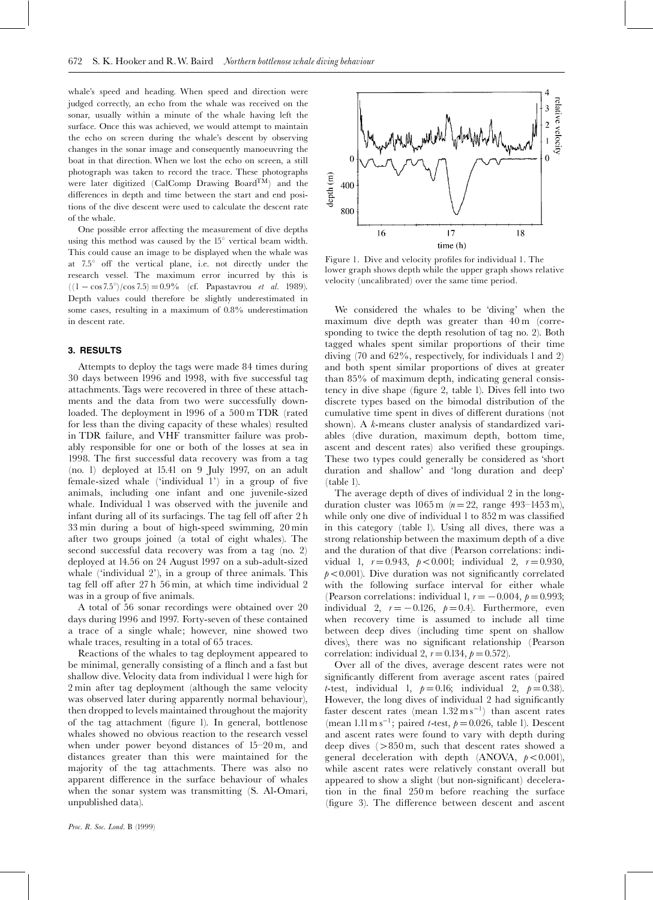whale's speed and heading. When speed and direction were judged correctly, an echo from the whale was received on the sonar, usually within a minute of the whale having left the surface. Once this was achieved, we would attempt to maintain the echo on screen during the whale's descent by observing changes in the sonar image and consequently manoeuvring the boat in that direction. When we lost the echo on screen, a still photograph was taken to record the trace. These photographs were later digitized (CalComp Drawing Board™) and the differences in depth and time between the start and end positions of the dive descent were used to calculate the descent rate of the whale.

One possible error affecting the measurement of dive depths using this method was caused by the 15° vertical beam width. This could cause an image to be displayed when the whale was at 7.5° off the vertical plane, i.e. not directly under the research vessel. The maximum error incurred by this is $((1 - \cos 7.5°)/\cos 7.5) = 0.9\%$ (cf. Papastavrou *et al.* 1989). Depth values could therefore be slightly underestimated in some cases, resulting in a maximum of 0.8% underestimation in descent rate.

## 3. RESULTS

Attempts to deploy the tags were made 84 times during 30 days between 1996 and 1998, with five successful tag attachments. Tags were recovered in three of these attachments and the data from two were successfully downloaded. The deployment in 1996 of a 500 m TDR (rated for less than the diving capacity of these whales) resulted in TDR failure, and VHF transmitter failure was probably responsible for one or both of the losses at sea in 1998. The first successful data recovery was from a tag (no. 1) deployed at 15.41 on 9 July 1997, on an adult female-sized whale ('individual 1') in a group of five animals, including one infant and one juvenile-sized whale. Individual 1 was observed with the juvenile and infant during all of its surfacings. The tag fell off after 2 h 33 min during a bout of high-speed swimming, 20 min after two groups joined (a total of eight whales). The second successful data recovery was from a tag (no. 2) deployed at 14.56 on 24 August 1997 on a sub-adult-sized whale ('individual 2'), in a group of three animals. This tag fell off after 27 h 56 min, at which time individual 2 was in a group of five animals.

A total of 56 sonar recordings were obtained over 20 days during 1996 and 1997. Forty-seven of these contained a trace of a single whale; however, nine showed two whale traces, resulting in a total of 65 traces.

Reactions of the whales to tag deployment appeared to be minimal, generally consisting of a flinch and a fast but shallow dive. Velocity data from individual 1 were high for 2 min after tag deployment (although the same velocity was observed later during apparently normal behaviour), then dropped to levels maintained throughout the majority of the tag attachment (figure 1). In general, bottlenose whales showed no obvious reaction to the research vessel when under power beyond distances of 15–20 m, and distances greater than this were maintained for the majority of the tag attachments. There was also no apparent difference in the surface behaviour of whales when the sonar system was transmitting (S. Al-Omari, unpublished data).

Figure 1. Dive and velocity profiles for individual 1. The lower graph shows depth while the upper graph shows relative velocity (uncalibrated) over the same time period.

We considered the whales to be 'diving' when the maximum dive depth was greater than 40 m (corresponding to twice the depth resolution of tag no. 2). Both tagged whales spent similar proportions of their time diving (70 and 62%, respectively, for individuals 1 and 2) and both spent similar proportions of dives at greater than 85% of maximum depth, indicating general consistency in dive shape (figure 2, table 1). Dives fell into two discrete types based on the bimodal distribution of the cumulative time spent in dives of different durations (not shown). A *k*-means cluster analysis of standardized variables (dive duration, maximum depth, bottom time, ascent and descent rates) also verified these groupings. These two types could generally be considered as 'short duration and shallow' and 'long duration and deep' (table 1).

The average depth of dives of individual 2 in the long-duration cluster was 1065 m ($n = 22$, range 493–1453 m), while only one dive of individual 1 to 852 m was classified in this category (table 1). Using all dives, there was a strong relationship between the maximum depth of a dive and the duration of that dive (Pearson correlations: individual 1, $r = 0.943$, $p < 0.001$; individual 2, $r = 0.930$, $p < 0.001$). Dive duration was not significantly correlated with the following surface interval for either whale (Pearson correlations: individual 1, $r = -0.004$, $p = 0.993$; individual 2, $r = -0.126$, $p = 0.4$). Furthermore, even when recovery time is assumed to include all time between deep dives (including time spent on shallow dives), there was no significant relationship (Pearson correlation: individual 2, $r = 0.134$, $p = 0.572$).

Over all of the dives, average descent rates were not significantly different from average ascent rates (paired *t*-test, individual 1, $p = 0.16$; individual 2, $p = 0.38$). However, the long dives of individual 2 had significantly faster descent rates (mean $1.32\ \mathrm{m\,s^{-1}}$) than ascent rates (mean $1.11\ \mathrm{m\,s^{-1}}$; paired *t*-test, $p = 0.026$, table 1). Descent and ascent rates were found to vary with depth during deep dives (>850 m, such that descent rates showed a general deceleration with depth (ANOVA, $p < 0.001$), while ascent rates were relatively constant overall but appeared to show a slight (but non-significant) deceleration in the final 250 m before reaching the surface (figure 3). The difference between descent and ascent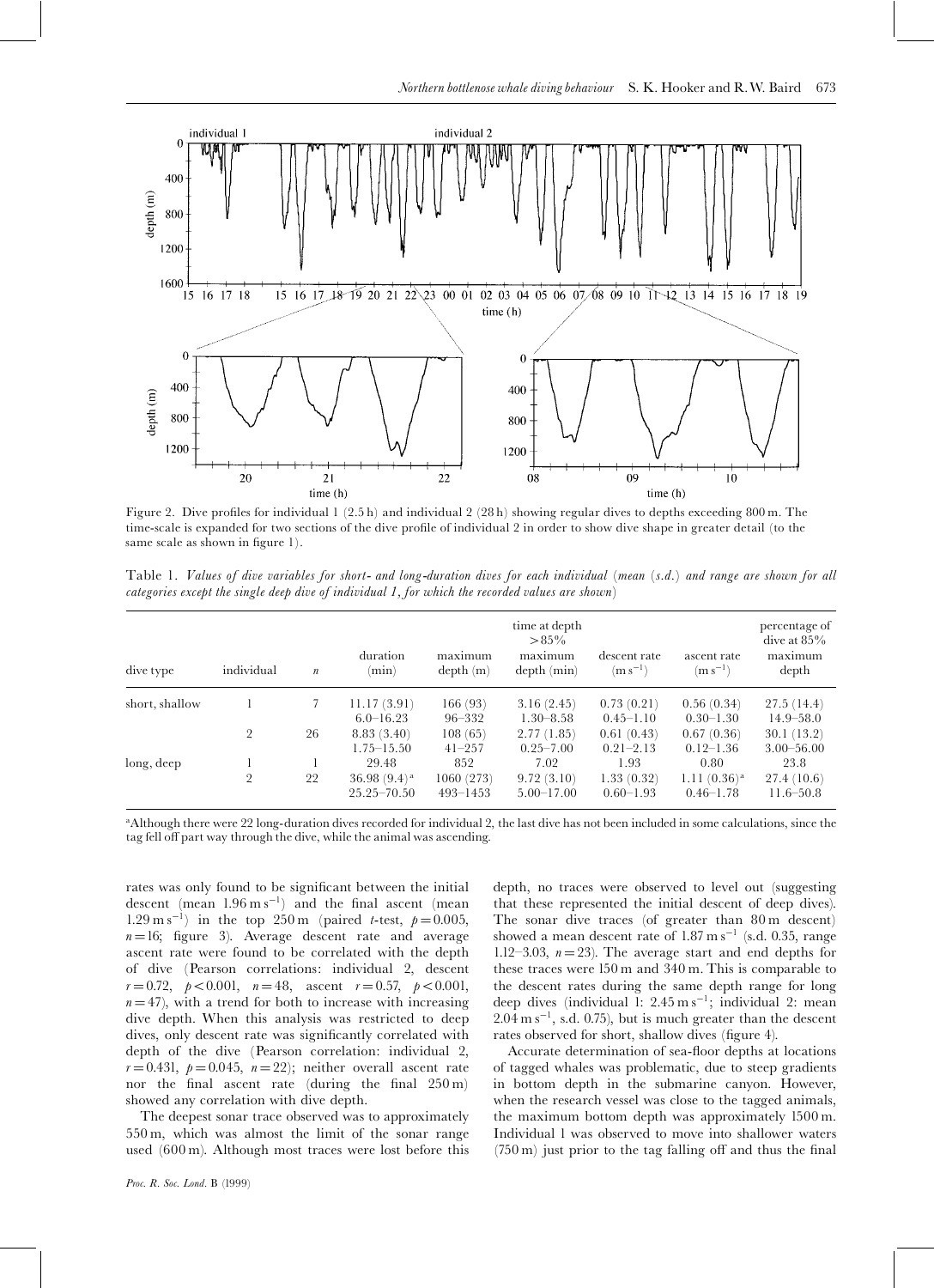Figure 2. Dive profiles for individual 1 (2.5 h) and individual 2 (28 h) showing regular dives to depths exceeding 800 m. The time-scale is expanded for two sections of the dive profile of individual 2 in order to show dive shape in greater detail (to the same scale as shown in figure 1).

Table 1. *Values of dive variables for short- and long-duration dives for each individual (mean (s.d.) and range are shown for all categories except the single deep dive of individual 1, for which the recorded values are shown)*

| dive type | individual | $n$ | duration (min) | maximum depth (m) | time at depth >85% maximum depth (min) | descent rate (m s$^{-1}$) | ascent rate (m s$^{-1}$) | percentage of dive at 85% maximum depth |
|---|---|---|---|---|---|---|---|---|
| short, shallow | 1 | 7 | 11.17 (3.91) | 166 (93) | 3.16 (2.45) | 0.73 (0.21) | 0.56 (0.34) | 27.5 (14.4) |
| | | | 6.0–16.23 | 96–332 | 1.30–8.58 | 0.45–1.10 | 0.30–1.30 | 14.9–58.0 |
| | 2 | 26 | 8.83 (3.40) | 108 (65) | 2.77 (1.85) | 0.61 (0.43) | 0.67 (0.36) | 30.1 (13.2) |
| | | | 1.75–15.50 | 41–257 | 0.25–7.00 | 0.21–2.13 | 0.12–1.36 | 3.00–56.00 |
| long, deep | 1 | 1 | 29.48 | 852 | 7.02 | 1.93 | 0.80 | 23.8 |
| | 2 | 22 | 36.98 (9.4)[a] | 1060 (273) | 9.72 (3.10) | 1.33 (0.32) | 1.11 (0.36)[a] | 27.4 (10.6) |
| | | | 25.25–70.50 | 493–1453 | 5.00–17.00 | 0.60–1.93 | 0.46–1.78 | 11.6–50.8 |

[a]Although there were 22 long-duration dives recorded for individual 2, the last dive has not been included in some calculations, since the tag fell off part way through the dive, while the animal was ascending.

rates was only found to be significant between the initial descent (mean 1.96 m s$^{-1}$) and the final ascent (mean 1.29 m s$^{-1}$) in the top 250 m (paired $t$-test, $p = 0.005$, $n = 16$; figure 3). Average descent rate and average ascent rate were found to be correlated with the depth of dive (Pearson correlations: individual 2, descent $r = 0.72$, $p < 0.001$, $n = 48$, ascent $r = 0.57$, $p < 0.001$, $n = 47$), with a trend for both to increase with increasing dive depth. When this analysis was restricted to deep dives, only descent rate was significantly correlated with depth of the dive (Pearson correlation: individual 2, $r = 0.431$, $p = 0.045$, $n = 22$); neither overall ascent rate nor the final ascent rate (during the final 250 m) showed any correlation with dive depth.

The deepest sonar trace observed was to approximately 550 m, which was almost the limit of the sonar range used (600 m). Although most traces were lost before this depth, no traces were observed to level out (suggesting that these represented the initial descent of deep dives). The sonar dive traces (of greater than 80 m descent) showed a mean descent rate of 1.87 m s$^{-1}$ (s.d. 0.35, range 1.12–3.03, $n = 23$). The average start and end depths for these traces were 150 m and 340 m. This is comparable to the descent rates during the same depth range for long deep dives (individual 1: 2.45 m s$^{-1}$; individual 2: mean 2.04 m s$^{-1}$, s.d. 0.75), but is much greater than the descent rates observed for short, shallow dives (figure 4).

Accurate determination of sea-floor depths at locations of tagged whales was problematic, due to steep gradients in bottom depth in the submarine canyon. However, when the research vessel was close to the tagged animals, the maximum bottom depth was approximately 1500 m. Individual 1 was observed to move into shallower waters (750 m) just prior to the tag falling off and thus the final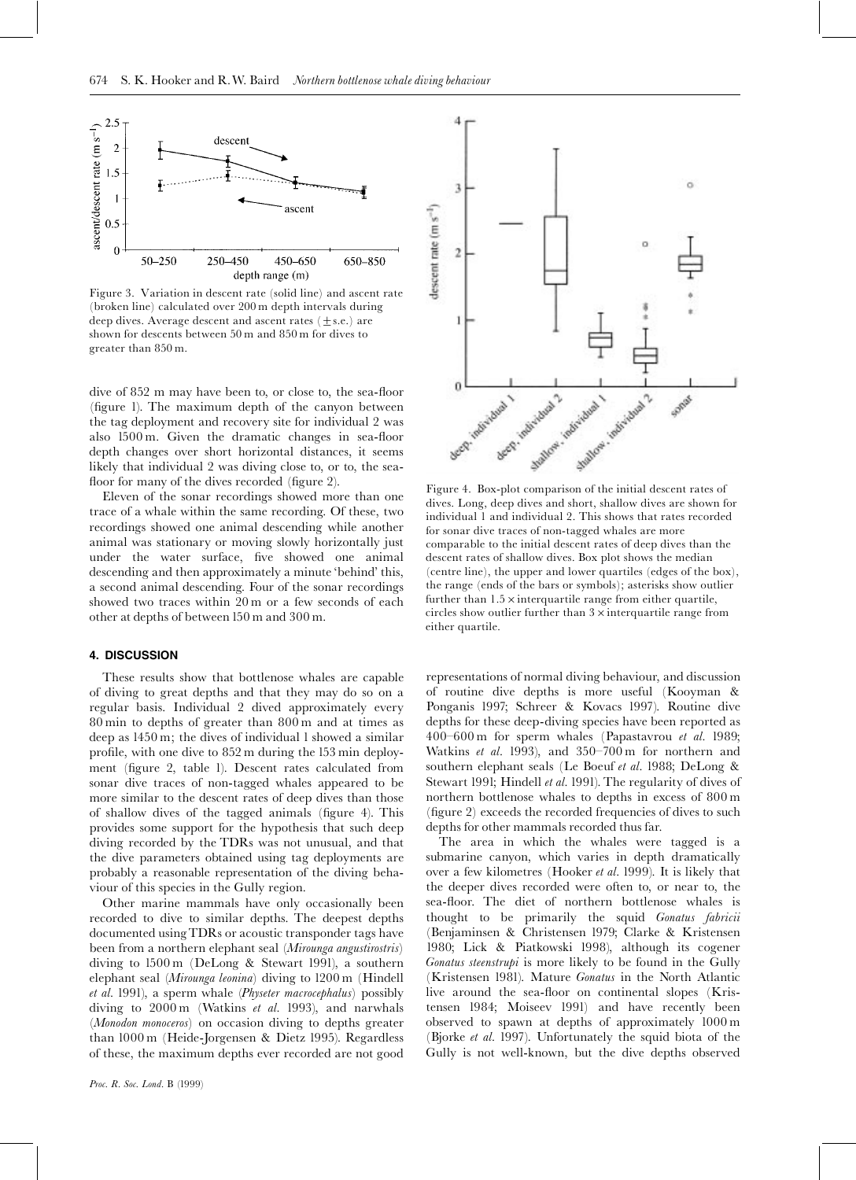Figure 3. Variation in descent rate (solid line) and ascent rate (broken line) calculated over 200 m depth intervals during deep dives. Average descent and ascent rates ($\pm$ s.e.) are shown for descents between 50 m and 850 m for dives to greater than 850 m.

Figure 4. Box-plot comparison of the initial descent rates of dives. Long, deep dives and short, shallow dives are shown for individual 1 and individual 2. This shows that rates recorded for sonar dive traces of non-tagged whales are more comparable to the initial descent rates of deep dives than the descent rates of shallow dives. Box plot shows the median (centre line), the upper and lower quartiles (edges of the box), the range (ends of the bars or symbols); asterisks show outlier further than $1.5 \times$ interquartile range from either quartile, circles show outlier further than $3 \times$ interquartile range from either quartile.

dive of 852 m may have been to, or close to, the sea-floor (figure 1). The maximum depth of the canyon between the tag deployment and recovery site for individual 2 was also 1500 m. Given the dramatic changes in sea-floor depth changes over short horizontal distances, it seems likely that individual 2 was diving close to, or to, the sea-floor for many of the dives recorded (figure 2).

Eleven of the sonar recordings showed more than one trace of a whale within the same recording. Of these, two recordings showed one animal descending while another animal was stationary or moving slowly horizontally just under the water surface, five showed one animal descending and then approximately a minute 'behind' this, a second animal descending. Four of the sonar recordings showed two traces within 20 m or a few seconds of each other at depths of between 150 m and 300 m.

## 4. DISCUSSION

These results show that bottlenose whales are capable of diving to great depths and that they may do so on a regular basis. Individual 2 dived approximately every 80 min to depths of greater than 800 m and at times as deep as 1450 m; the dives of individual 1 showed a similar profile, with one dive to 852 m during the 153 min deployment (figure 2, table 1). Descent rates calculated from sonar dive traces of non-tagged whales appeared to be more similar to the descent rates of deep dives than those of shallow dives of the tagged animals (figure 4). This provides some support for the hypothesis that such deep diving recorded by the TDRs was not unusual, and that the dive parameters obtained using tag deployments are probably a reasonable representation of the diving behaviour of this species in the Gully region.

Other marine mammals have only occasionally been recorded to dive to similar depths. The deepest depths documented using TDRs or acoustic transponder tags have been from a northern elephant seal (*Mirounga angustirostris*) diving to 1500 m (DeLong & Stewart 1991), a southern elephant seal (*Mirounga leonina*) diving to 1200 m (Hindell *et al.* 1991), a sperm whale (*Physeter macrocephalus*) possibly diving to 2000 m (Watkins *et al.* 1993), and narwhals (*Monodon monoceros*) on occasion diving to depths greater than 1000 m (Heide-Jorgensen & Dietz 1995). Regardless of these, the maximum depths ever recorded are not good representations of normal diving behaviour, and discussion of routine dive depths is more useful (Kooyman & Ponganis 1997; Schreer & Kovacs 1997). Routine dive depths for these deep-diving species have been reported as 400–600 m for sperm whales (Papastavrou *et al.* 1989; Watkins *et al.* 1993), and 350–700 m for northern and southern elephant seals (Le Boeuf *et al.* 1988; DeLong & Stewart 1991; Hindell *et al.* 1991). The regularity of dives of northern bottlenose whales to depths in excess of 800 m (figure 2) exceeds the recorded frequencies of dives to such depths for other mammals recorded thus far.

The area in which the whales were tagged is a submarine canyon, which varies in depth dramatically over a few kilometres (Hooker *et al.* 1999). It is likely that the deeper dives recorded were often to, or near to, the sea-floor. The diet of northern bottlenose whales is thought to be primarily the squid *Gonatus fabricii* (Benjaminsen & Christensen 1979; Clarke & Kristensen 1980; Lick & Piatkowski 1998), although its cogener *Gonatus steenstrupi* is more likely to be found in the Gully (Kristensen 1981). Mature *Gonatus* in the North Atlantic live around the sea-floor on continental slopes (Kristensen 1984; Moiseev 1991) and have recently been observed to spawn at depths of approximately 1000 m (Bjorke *et al.* 1997). Unfortunately the squid biota of the Gully is not well-known, but the dive depths observed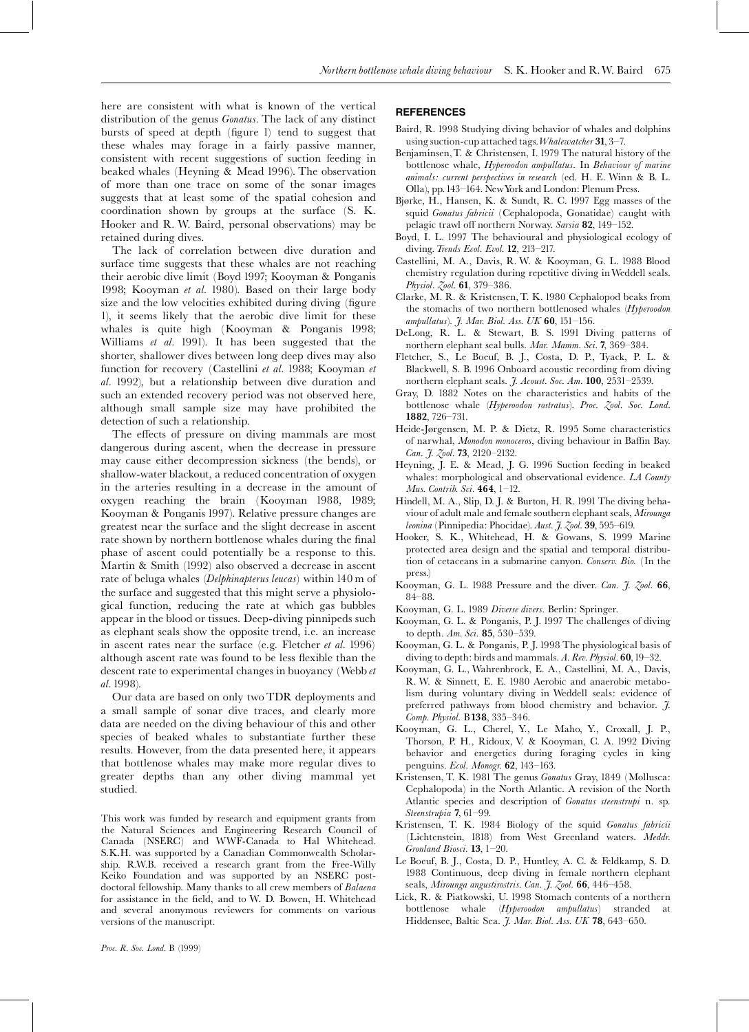here are consistent with what is known of the vertical distribution of the genus *Gonatus*. The lack of any distinct bursts of speed at depth (figure 1) tend to suggest that these whales may forage in a fairly passive manner, consistent with recent suggestions of suction feeding in beaked whales (Heyning & Mead 1996). The observation of more than one trace on some of the sonar images suggests that at least some of the spatial cohesion and coordination shown by groups at the surface (S. K. Hooker and R. W. Baird, personal observations) may be retained during dives.

The lack of correlation between dive duration and surface time suggests that these whales are not reaching their aerobic dive limit (Boyd 1997; Kooyman & Ponganis 1998; Kooyman *et al.* 1980). Based on their large body size and the low velocities exhibited during diving (figure 1), it seems likely that the aerobic dive limit for these whales is quite high (Kooyman & Ponganis 1998; Williams *et al.* 1991). It has been suggested that the shorter, shallower dives between long deep dives may also function for recovery (Castellini *et al.* 1988; Kooyman *et al.* 1992), but a relationship between dive duration and such an extended recovery period was not observed here, although small sample size may have prohibited the detection of such a relationship.

The effects of pressure on diving mammals are most dangerous during ascent, when the decrease in pressure may cause either decompression sickness (the bends), or shallow-water blackout, a reduced concentration of oxygen in the arteries resulting in a decrease in the amount of oxygen reaching the brain (Kooyman 1988, 1989; Kooyman & Ponganis 1997). Relative pressure changes are greatest near the surface and the slight decrease in ascent rate shown by northern bottlenose whales during the final phase of ascent could potentially be a response to this. Martin & Smith (1992) also observed a decrease in ascent rate of beluga whales (*Delphinapterus leucas*) within 140 m of the surface and suggested that this might serve a physiological function, reducing the rate at which gas bubbles appear in the blood or tissues. Deep-diving pinnipeds such as elephant seals show the opposite trend, i.e. an increase in ascent rates near the surface (e.g. Fletcher *et al.* 1996) although ascent rate was found to be less flexible than the descent rate to experimental changes in buoyancy (Webb *et al.* 1998).

Our data are based on only two TDR deployments and a small sample of sonar dive traces, and clearly more data are needed on the diving behaviour of this and other species of beaked whales to substantiate further these results. However, from the data presented here, it appears that bottlenose whales may make more regular dives to greater depths than any other diving mammal yet studied.

This work was funded by research and equipment grants from the Natural Sciences and Engineering Research Council of Canada (NSERC) and WWF-Canada to Hal Whitehead. S.K.H. was supported by a Canadian Commonwealth Scholarship. R.W.B. received a research grant from the Free-Willy Keiko Foundation and was supported by an NSERC postdoctoral fellowship. Many thanks to all crew members of *Balaena* for assistance in the field, and to W. D. Bowen, H. Whitehead and several anonymous reviewers for comments on various versions of the manuscript.

## REFERENCES

Baird, R. 1998 Studying diving behavior of whales and dolphins using suction-cup attached tags. *Whalewatcher* **31**, 3–7.

Benjaminsen, T. & Christensen, I. 1979 The natural history of the bottlenose whale, *Hyperoodon ampullatus*. In *Behaviour of marine animals: current perspectives in research* (ed. H. E. Winn & B. L. Olla), pp. 143–164. New York and London: Plenum Press.

Bjørke, H., Hansen, K. & Sundt, R. C. 1997 Egg masses of the squid *Gonatus fabricii* (Cephalopoda, Gonatidae) caught with pelagic trawl off northern Norway. *Sarsia* **82**, 149–152.

Boyd, I. L. 1997 The behavioural and physiological ecology of diving. *Trends Ecol. Evol.* **12**, 213–217.

Castellini, M. A., Davis, R. W. & Kooyman, G. L. 1988 Blood chemistry regulation during repetitive diving in Weddell seals. *Physiol. Zool.* **61**, 379–386.

Clarke, M. R. & Kristensen, T. K. 1980 Cephalopod beaks from the stomachs of two northern bottlenosed whales (*Hyperoodon ampullatus*). *J. Mar. Biol. Ass. UK* **60**, 151–156.

DeLong, R. L. & Stewart, B. S. 1991 Diving patterns of northern elephant seal bulls. *Mar. Mamm. Sci.* **7**, 369–384.

Fletcher, S., Le Boeuf, B. J., Costa, D. P., Tyack, P. L. & Blackwell, S. B. 1996 Onboard acoustic recording from diving northern elephant seals. *J. Acoust. Soc. Am.* **100**, 2531–2539.

Gray, D. 1882 Notes on the characteristics and habits of the bottlenose whale (*Hyperoodon rostratus*). *Proc. Zool. Soc. Lond.* **1882**, 726–731.

Heide-Jørgensen, M. P. & Dietz, R. 1995 Some characteristics of narwhal, *Monodon monoceros*, diving behaviour in Baffin Bay. *Can. J. Zool.* **73**, 2120–2132.

Heyning, J. E. & Mead, J. G. 1996 Suction feeding in beaked whales: morphological and observational evidence. *LA County Mus. Contrib. Sci.* **464**, 1–12.

Hindell, M. A., Slip, D. J. & Burton, H. R. 1991 The diving behaviour of adult male and female southern elephant seals, *Mirounga leonina* (Pinnipedia: Phocidae). *Aust. J. Zool.* **39**, 595–619.

Hooker, S. K., Whitehead, H. & Gowans, S. 1999 Marine protected area design and the spatial and temporal distribution of cetaceans in a submarine canyon. *Conserv. Bio.* (In the press.)

Kooyman, G. L. 1988 Pressure and the diver. *Can. J. Zool.* **66**, 84–88.

Kooyman, G. L. 1989 *Diverse divers*. Berlin: Springer.

Kooyman, G. L. & Ponganis, P. J. 1997 The challenges of diving to depth. *Am. Sci.* **85**, 530–539.

Kooyman, G. L. & Ponganis, P. J. 1998 The physiological basis of diving to depth: birds and mammals. *A. Rev. Physiol.* **60**, 19–32.

Kooyman, G. L., Wahrenbrock, E. A., Castellini, M. A., Davis, R. W. & Sinnett, E. E. 1980 Aerobic and anaerobic metabolism during voluntary diving in Weddell seals: evidence of preferred pathways from blood chemistry and behavior. *J. Comp. Physiol.* B**138**, 335–346.

Kooyman, G. L., Cherel, Y., Le Maho, Y., Croxall, J. P., Thorson, P. H., Ridoux, V. & Kooyman, C. A. 1992 Diving behavior and energetics during foraging cycles in king penguins. *Ecol. Monogr.* **62**, 143–163.

Kristensen, T. K. 1981 The genus *Gonatus* Gray, 1849 (Mollusca: Cephalopoda) in the North Atlantic. A revision of the North Atlantic species and description of *Gonatus steenstrupi* n. sp. *Steenstrupia* **7**, 61–99.

Kristensen, T. K. 1984 Biology of the squid *Gonatus fabricii* (Lichtenstein, 1818) from West Greenland waters. *Meddr. Grønland Biosci.* **13**, 1–20.

Le Boeuf, B. J., Costa, D. P., Huntley, A. C. & Feldkamp, S. D. 1988 Continuous, deep diving in female northern elephant seals, *Mirounga angustirostris*. *Can. J. Zool.* **66**, 446–458.

Lick, R. & Piatkowski, U. 1998 Stomach contents of a northern bottlenose whale (*Hyperoodon ampullatus*) stranded at Hiddensee, Baltic Sea. *J. Mar. Biol. Ass. UK* **78**, 643–650.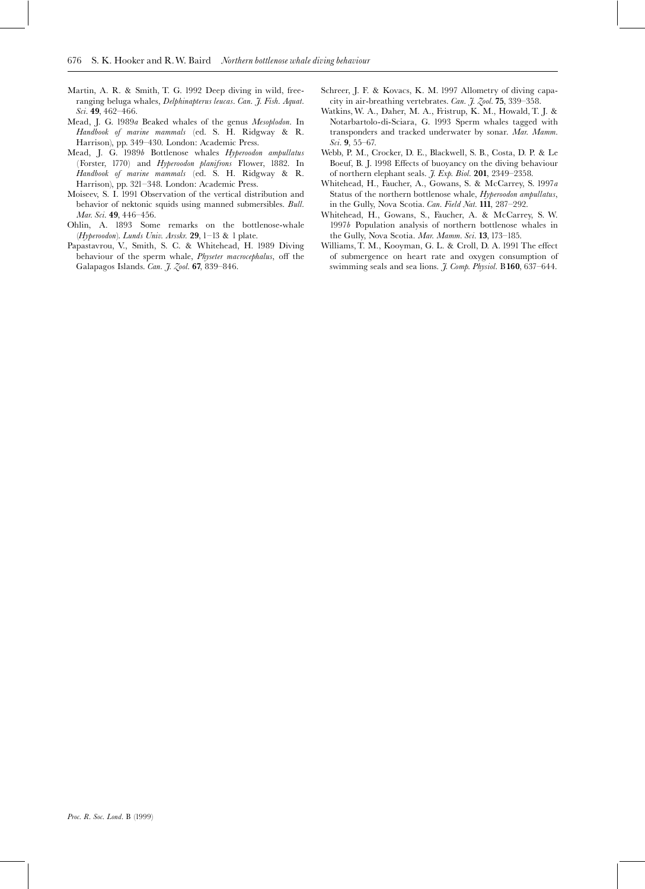Martin, A. R. & Smith, T. G. 1992 Deep diving in wild, free-ranging beluga whales, *Delphinapterus leucas*. *Can. J. Fish. Aquat. Sci.* **49**, 462–466.

Mead, J. G. 1989*a* Beaked whales of the genus *Mesoplodon*. In *Handbook of marine mammals* (ed. S. H. Ridgway & R. Harrison), pp. 349–430. London: Academic Press.

Mead, J. G. 1989*b* Bottlenose whales *Hyperoodon ampullatus* (Forster, 1770) and *Hyperoodon planifrons* Flower, 1882. In *Handbook of marine mammals* (ed. S. H. Ridgway & R. Harrison), pp. 321–348. London: Academic Press.

Moiseev, S. I. 1991 Observation of the vertical distribution and behavior of nektonic squids using manned submersibles. *Bull. Mar. Sci.* **49**, 446–456.

Ohlin, A. 1893 Some remarks on the bottlenose-whale (*Hyperoodon*). *Lunds Univ. Arsskr.* **29**, 1–13 & 1 plate.

Papastavrou, V., Smith, S. C. & Whitehead, H. 1989 Diving behaviour of the sperm whale, *Physeter macrocephalus*, off the Galapagos Islands. *Can. J. Zool.* **67**, 839–846.

Schreer, J. F. & Kovacs, K. M. 1997 Allometry of diving capacity in air-breathing vertebrates. *Can. J. Zool.* **75**, 339–358.

Watkins, W. A., Daher, M. A., Fristrup, K. M., Howald, T. J. & Notarbartolo-di-Sciara, G. 1993 Sperm whales tagged with transponders and tracked underwater by sonar. *Mar. Mamm. Sci.* **9**, 55–67.

Webb, P. M., Crocker, D. E., Blackwell, S. B., Costa, D. P. & Le Boeuf, B. J. 1998 Effects of buoyancy on the diving behaviour of northern elephant seals. *J. Exp. Biol.* **201**, 2349–2358.

Whitehead, H., Faucher, A., Gowans, S. & McCarrey, S. 1997*a* Status of the northern bottlenose whale, *Hyperoodon ampullatus*, in the Gully, Nova Scotia. *Can. Field Nat.* **111**, 287–292.

Whitehead, H., Gowans, S., Faucher, A. & McCarrey, S. W. 1997*b* Population analysis of northern bottlenose whales in the Gully, Nova Scotia. *Mar. Mamm. Sci.* **13**, 173–185.

Williams, T. M., Kooyman, G. L. & Croll, D. A. 1991 The effect of submergence on heart rate and oxygen consumption of swimming seals and sea lions. *J. Comp. Physiol.* B**160**, 637–644.